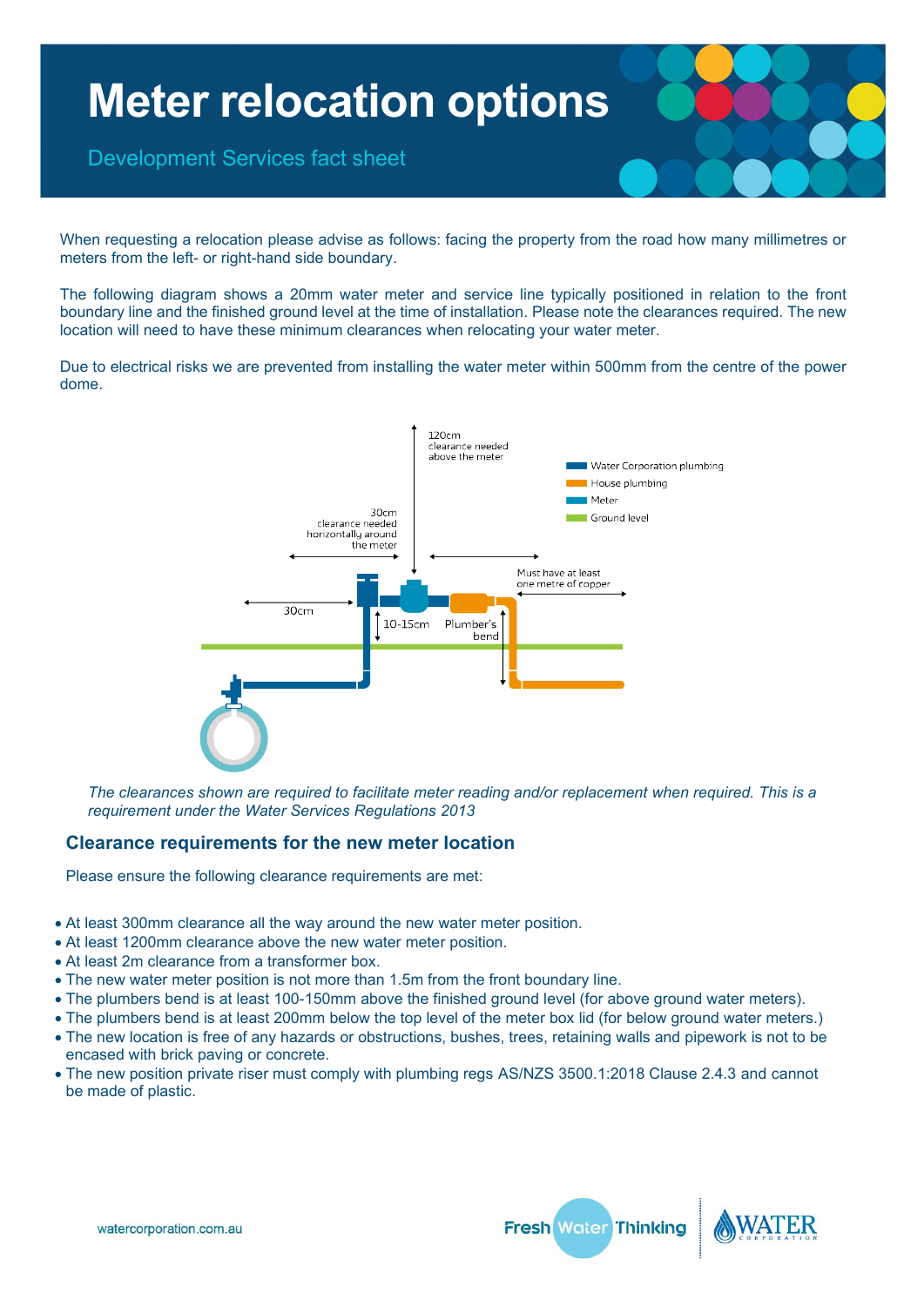# Meter relocation options

Development Services fact sheet

When requesting a relocation please advise as follows: facing the property from the road how many millimetres or meters from the left- or right-hand side boundary.

The following diagram shows a 20mm water meter and service line typically positioned in relation to the front boundary line and the finished ground level at the time of installation. Please note the clearances required. The new location will need to have these minimum clearances when relocating your water meter.

Due to electrical risks we are prevented from installing the water meter within 500mm from the centre of the power dome.

120cm clearance needed above the meter

30cm clearance needed horizontally around the meter

Must have at least one metre of copper

30cm

10-15cm

Plumber's bend

Water Corporation plumbing

House plumbing

Meter

Ground level

*The clearances shown are required to facilitate meter reading and/or replacement when required. This is a requirement under the Water Services Regulations 2013*

## Clearance requirements for the new meter location

Please ensure the following clearance requirements are met:

- At least 300mm clearance all the way around the new water meter position.
- At least 1200mm clearance above the new water meter position.
- At least 2m clearance from a transformer box.
- The new water meter position is not more than 1.5m from the front boundary line.
- The plumbers bend is at least 100-150mm above the finished ground level (for above ground water meters).
- The plumbers bend is at least 200mm below the top level of the meter box lid (for below ground water meters.)
- The new location is free of any hazards or obstructions, bushes, trees, retaining walls and pipework is not to be encased with brick paving or concrete.
- The new position private riser must comply with plumbing regs AS/NZS 3500.1:2018 Clause 2.4.3 and cannot be made of plastic.

watercorporation.com.au

Fresh Water Thinking

WATER CORPORATION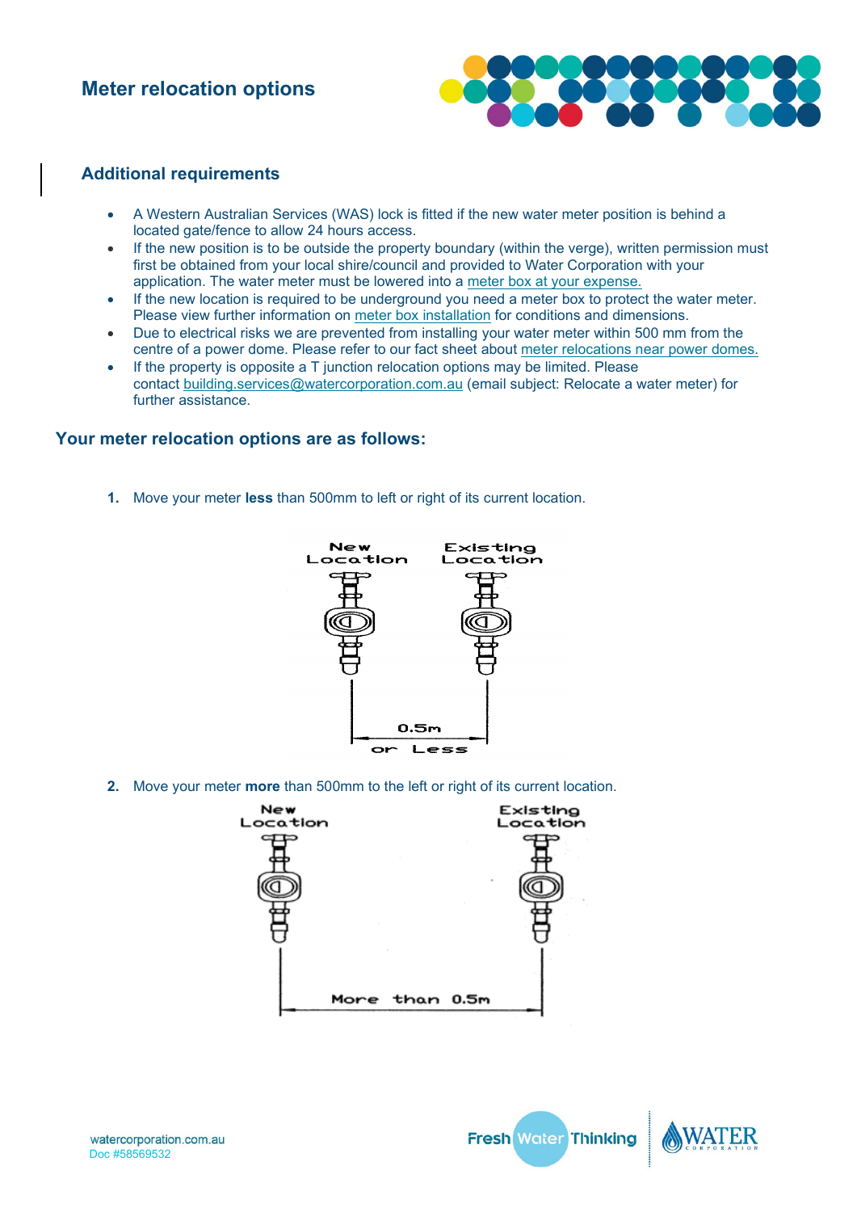# Meter relocation options

## Additional requirements

- A Western Australian Services (WAS) lock is fitted if the new water meter position is behind a located gate/fence to allow 24 hours access.
- If the new position is to be outside the property boundary (within the verge), written permission must first be obtained from your local shire/council and provided to Water Corporation with your application. The water meter must be lowered into a meter box at your expense.
- If the new location is required to be underground you need a meter box to protect the water meter. Please view further information on meter box installation for conditions and dimensions.
- Due to electrical risks we are prevented from installing your water meter within 500 mm from the centre of a power dome. Please refer to our fact sheet about meter relocations near power domes.
- If the property is opposite a T junction relocation options may be limited. Please contact building.services@watercorporation.com.au (email subject: Relocate a water meter) for further assistance.

## Your meter relocation options are as follows:

1. Move your meter **less** than 500mm to left or right of its current location.

New Location | Existing Location — 0.5m or Less

2. Move your meter **more** than 500mm to the left or right of its current location.

New Location | Existing Location — More than 0.5m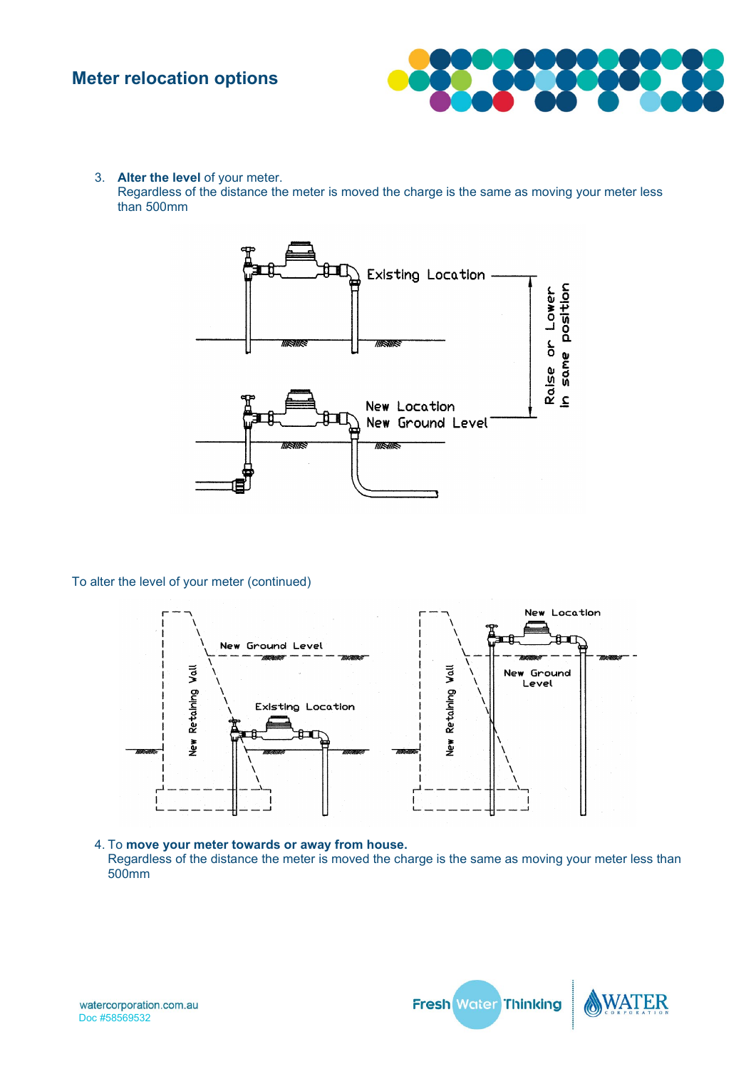3. **Alter the level** of your meter.
   Regardless of the distance the meter is moved the charge is the same as moving your meter less than 500mm

To alter the level of your meter (continued)

4. To **move your meter towards or away from house.**
   Regardless of the distance the meter is moved the charge is the same as moving your meter less than 500mm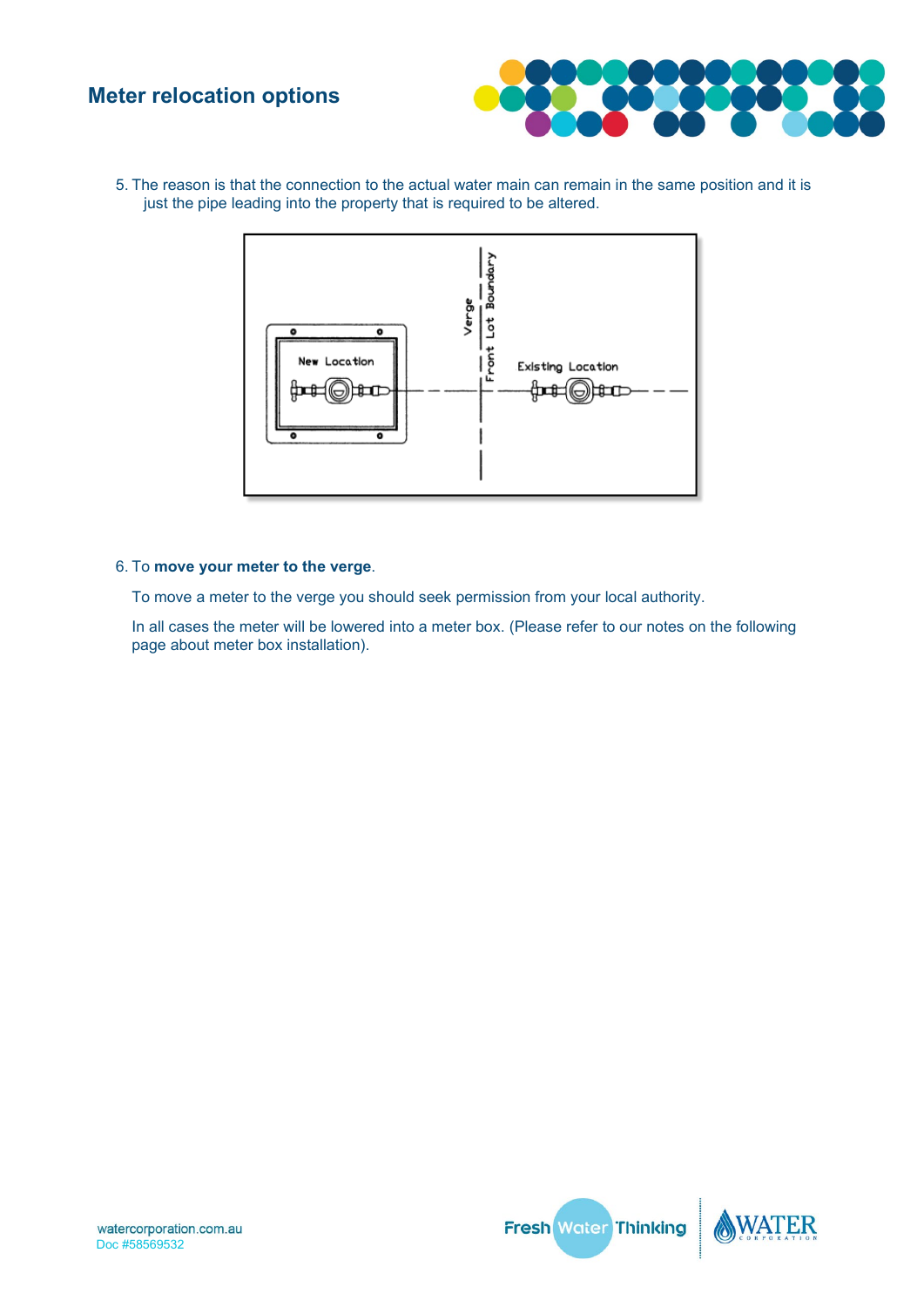## Meter relocation options

5. The reason is that the connection to the actual water main can remain in the same position and it is just the pipe leading into the property that is required to be altered.

6. To **move your meter to the verge**.

   To move a meter to the verge you should seek permission from your local authority.

   In all cases the meter will be lowered into a meter box. (Please refer to our notes on the following page about meter box installation).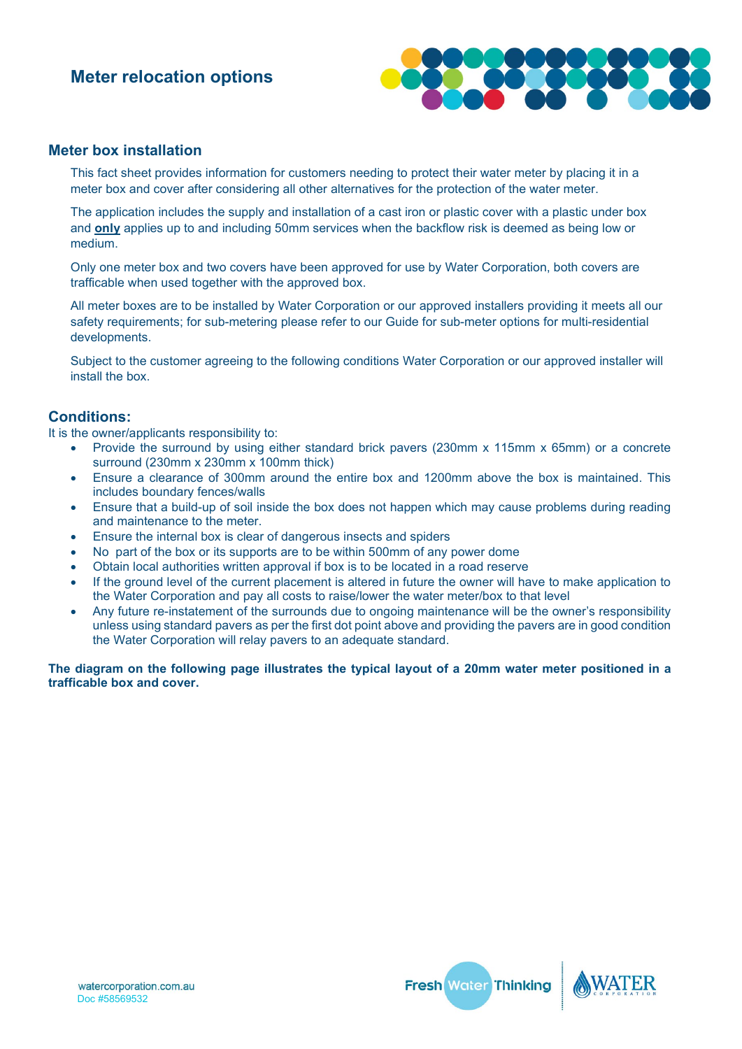# Meter relocation options

## Meter box installation

This fact sheet provides information for customers needing to protect their water meter by placing it in a meter box and cover after considering all other alternatives for the protection of the water meter.

The application includes the supply and installation of a cast iron or plastic cover with a plastic under box and **only** applies up to and including 50mm services when the backflow risk is deemed as being low or medium.

Only one meter box and two covers have been approved for use by Water Corporation, both covers are trafficable when used together with the approved box.

All meter boxes are to be installed by Water Corporation or our approved installers providing it meets all our safety requirements; for sub-metering please refer to our Guide for sub-meter options for multi-residential developments.

Subject to the customer agreeing to the following conditions Water Corporation or our approved installer will install the box.

## Conditions:

It is the owner/applicants responsibility to:

- Provide the surround by using either standard brick pavers (230mm x 115mm x 65mm) or a concrete surround (230mm x 230mm x 100mm thick)
- Ensure a clearance of 300mm around the entire box and 1200mm above the box is maintained. This includes boundary fences/walls
- Ensure that a build-up of soil inside the box does not happen which may cause problems during reading and maintenance to the meter.
- Ensure the internal box is clear of dangerous insects and spiders
- No part of the box or its supports are to be within 500mm of any power dome
- Obtain local authorities written approval if box is to be located in a road reserve
- If the ground level of the current placement is altered in future the owner will have to make application to the Water Corporation and pay all costs to raise/lower the water meter/box to that level
- Any future re-instatement of the surrounds due to ongoing maintenance will be the owner's responsibility unless using standard pavers as per the first dot point above and providing the pavers are in good condition the Water Corporation will relay pavers to an adequate standard.

**The diagram on the following page illustrates the typical layout of a 20mm water meter positioned in a trafficable box and cover.**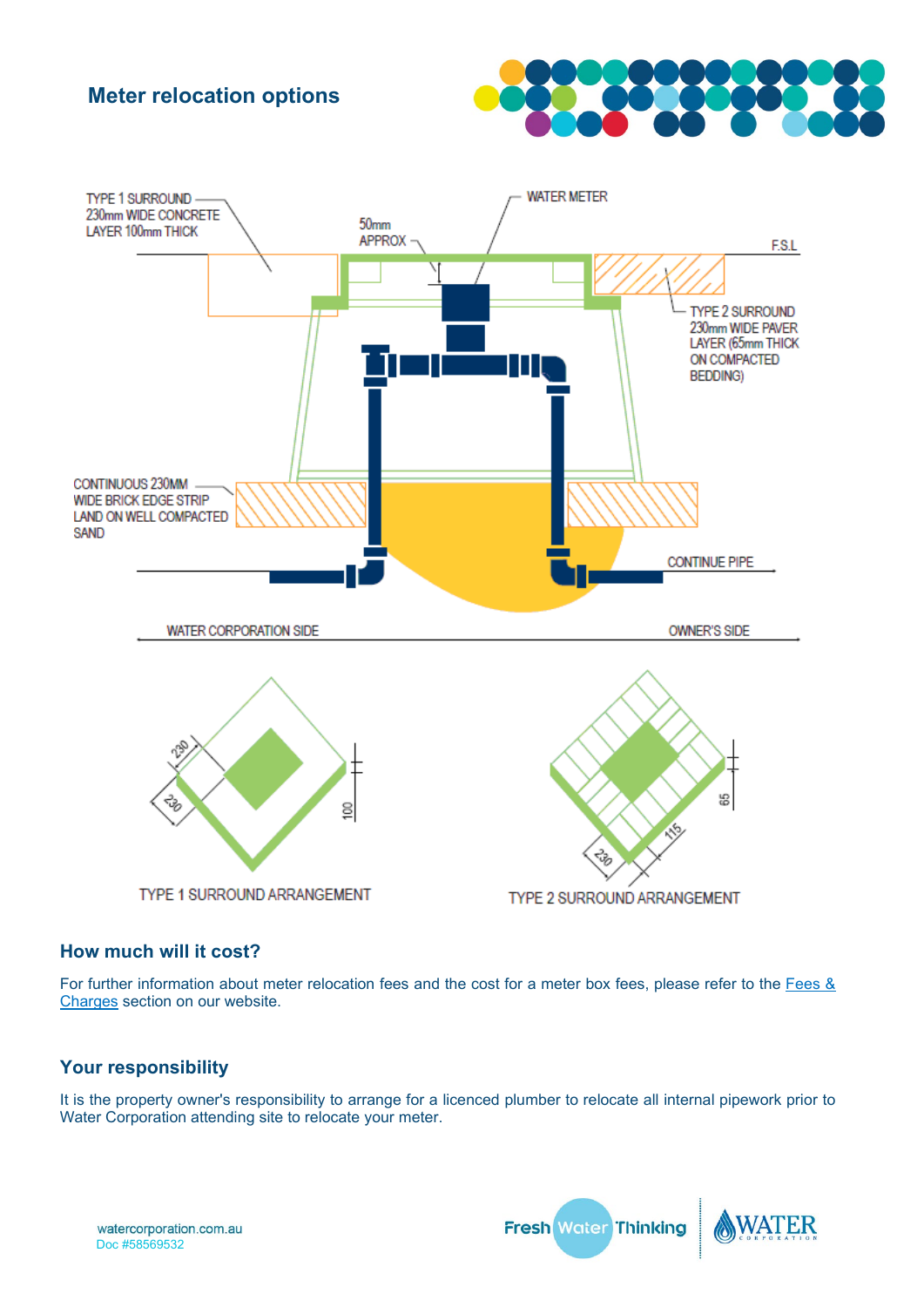## Meter relocation options

TYPE 1 SURROUND
230mm WIDE CONCRETE
LAYER 100mm THICK

50mm
APPROX

WATER METER

F.S.L

TYPE 2 SURROUND
230mm WIDE PAVER
LAYER (65mm THICK
ON COMPACTED
BEDDING)

CONTINUOUS 230MM
WIDE BRICK EDGE STRIP
LAND ON WELL COMPACTED
SAND

CONTINUE PIPE

WATER CORPORATION SIDE

OWNER'S SIDE

230 230 100

TYPE 1 SURROUND ARRANGEMENT

65 115 230

TYPE 2 SURROUND ARRANGEMENT

### How much will it cost?

For further information about meter relocation fees and the cost for a meter box fees, please refer to the [Fees & Charges] section on our website.

### Your responsibility

It is the property owner's responsibility to arrange for a licenced plumber to relocate all internal pipework prior to Water Corporation attending site to relocate your meter.

watercorporation.com.au
Doc #58569532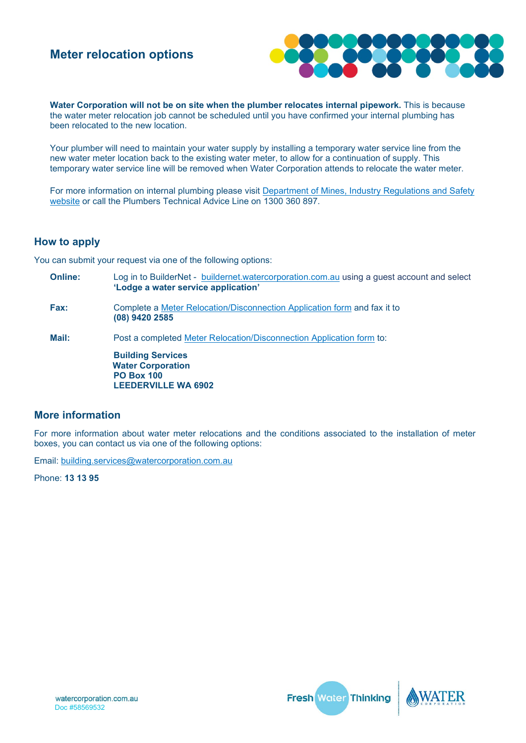## Meter relocation options

**Water Corporation will not be on site when the plumber relocates internal pipework.** This is because the water meter relocation job cannot be scheduled until you have confirmed your internal plumbing has been relocated to the new location.

Your plumber will need to maintain your water supply by installing a temporary water service line from the new water meter location back to the existing water meter, to allow for a continuation of supply. This temporary water service line will be removed when Water Corporation attends to relocate the water meter.

For more information on internal plumbing please visit Department of Mines, Industry Regulations and Safety website or call the Plumbers Technical Advice Line on 1300 360 897.

## How to apply

You can submit your request via one of the following options:

**Online:** Log in to BuilderNet - buildernet.watercorporation.com.au using a guest account and select **'Lodge a water service application'**

**Fax:** Complete a Meter Relocation/Disconnection Application form and fax it to **(08) 9420 2585**

**Mail:** Post a completed Meter Relocation/Disconnection Application form to:

**Building Services**
**Water Corporation**
**PO Box 100**
**LEEDERVILLE WA 6902**

## More information

For more information about water meter relocations and the conditions associated to the installation of meter boxes, you can contact us via one of the following options:

Email: building.services@watercorporation.com.au

Phone: **13 13 95**

watercorporation.com.au
Doc #58569532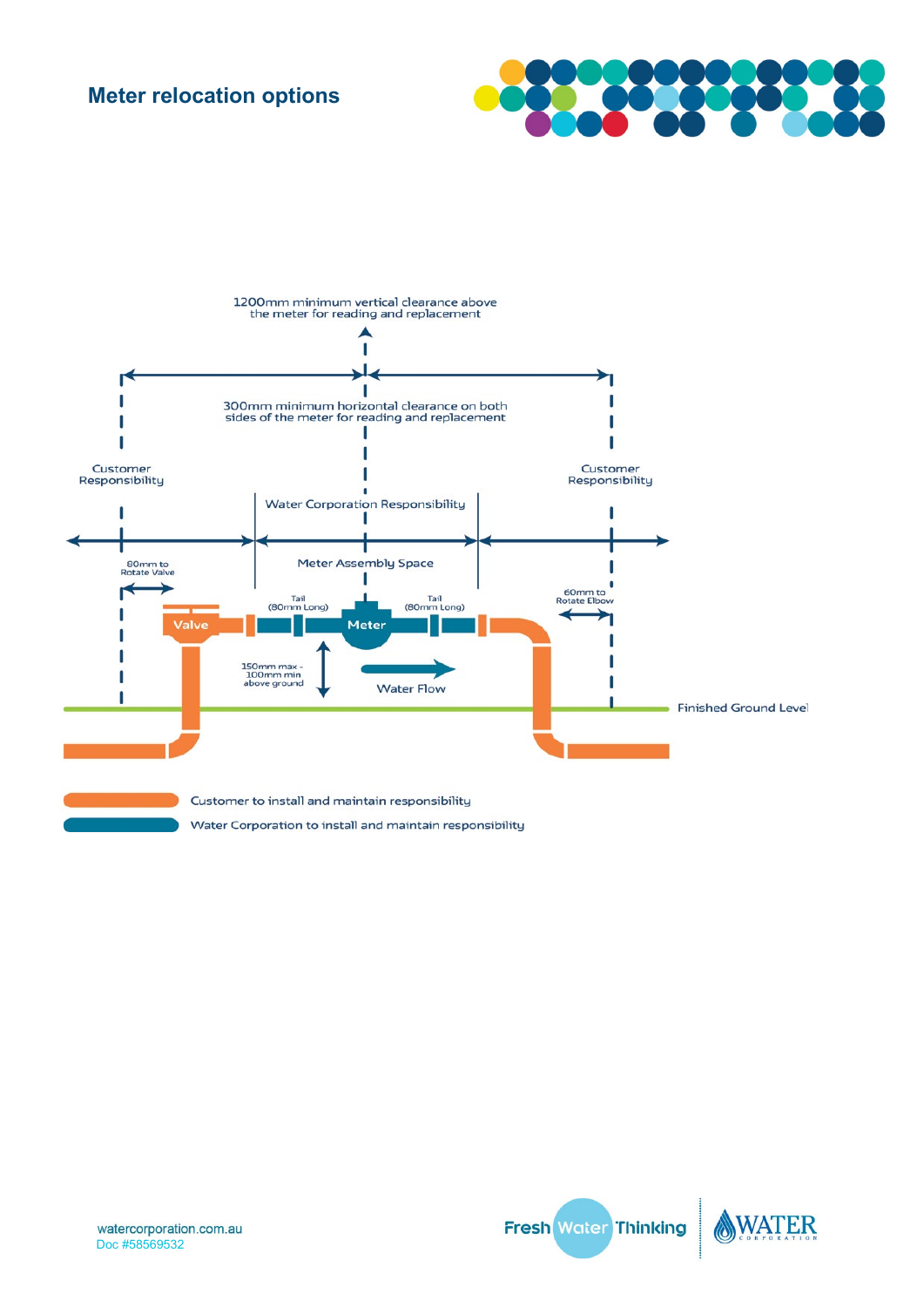## Meter relocation options

1200mm minimum vertical clearance above the meter for reading and replacement

300mm minimum horizontal clearance on both sides of the meter for reading and replacement

Customer Responsibility

Customer Responsibility

Water Corporation Responsibility

Meter Assembly Space

80mm to Rotate Valve

Tail (80mm Long)

Tail (80mm Long)

60mm to Rotate Elbow

Valve

Meter

150mm max - 100mm min above ground

Water Flow

Finished Ground Level

Customer to install and maintain responsibility

Water Corporation to install and maintain responsibility

watercorporation.com.au
Doc #58569532